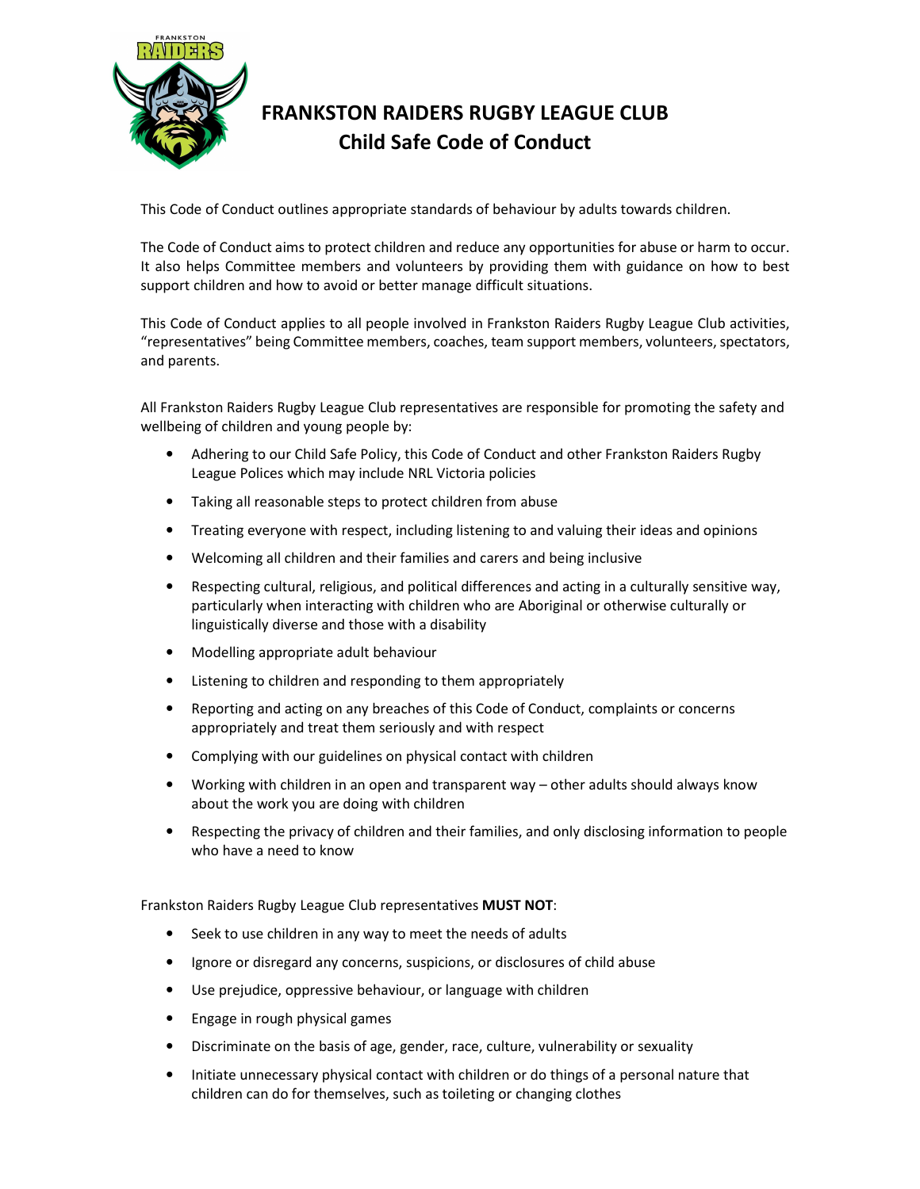# FRANKSTON RAIDERS RUGBY LEAGUE CLUB
## Child Safe Code of Conduct

This Code of Conduct outlines appropriate standards of behaviour by adults towards children.

The Code of Conduct aims to protect children and reduce any opportunities for abuse or harm to occur. It also helps Committee members and volunteers by providing them with guidance on how to best support children and how to avoid or better manage difficult situations.

This Code of Conduct applies to all people involved in Frankston Raiders Rugby League Club activities, "representatives" being Committee members, coaches, team support members, volunteers, spectators, and parents.

All Frankston Raiders Rugby League Club representatives are responsible for promoting the safety and wellbeing of children and young people by:

- Adhering to our Child Safe Policy, this Code of Conduct and other Frankston Raiders Rugby League Polices which may include NRL Victoria policies
- Taking all reasonable steps to protect children from abuse
- Treating everyone with respect, including listening to and valuing their ideas and opinions
- Welcoming all children and their families and carers and being inclusive
- Respecting cultural, religious, and political differences and acting in a culturally sensitive way, particularly when interacting with children who are Aboriginal or otherwise culturally or linguistically diverse and those with a disability
- Modelling appropriate adult behaviour
- Listening to children and responding to them appropriately
- Reporting and acting on any breaches of this Code of Conduct, complaints or concerns appropriately and treat them seriously and with respect
- Complying with our guidelines on physical contact with children
- Working with children in an open and transparent way – other adults should always know about the work you are doing with children
- Respecting the privacy of children and their families, and only disclosing information to people who have a need to know

Frankston Raiders Rugby League Club representatives **MUST NOT**:

- Seek to use children in any way to meet the needs of adults
- Ignore or disregard any concerns, suspicions, or disclosures of child abuse
- Use prejudice, oppressive behaviour, or language with children
- Engage in rough physical games
- Discriminate on the basis of age, gender, race, culture, vulnerability or sexuality
- Initiate unnecessary physical contact with children or do things of a personal nature that children can do for themselves, such as toileting or changing clothes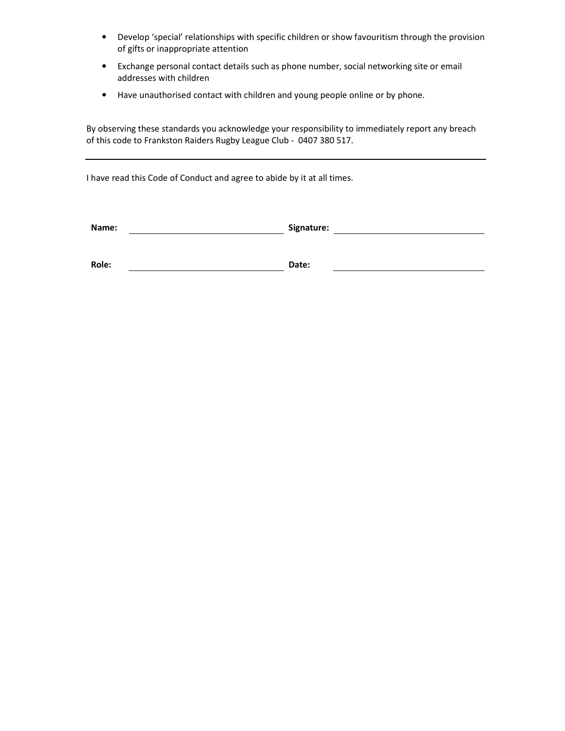- Develop 'special' relationships with specific children or show favouritism through the provision of gifts or inappropriate attention
- Exchange personal contact details such as phone number, social networking site or email addresses with children
- Have unauthorised contact with children and young people online or by phone.

By observing these standards you acknowledge your responsibility to immediately report any breach of this code to Frankston Raiders Rugby League Club - 0407 380 517.

---

I have read this Code of Conduct and agree to abide by it at all times.

**Name:** ______________________________ **Signature:** ______________________________

**Role:** ______________________________ **Date:** ______________________________